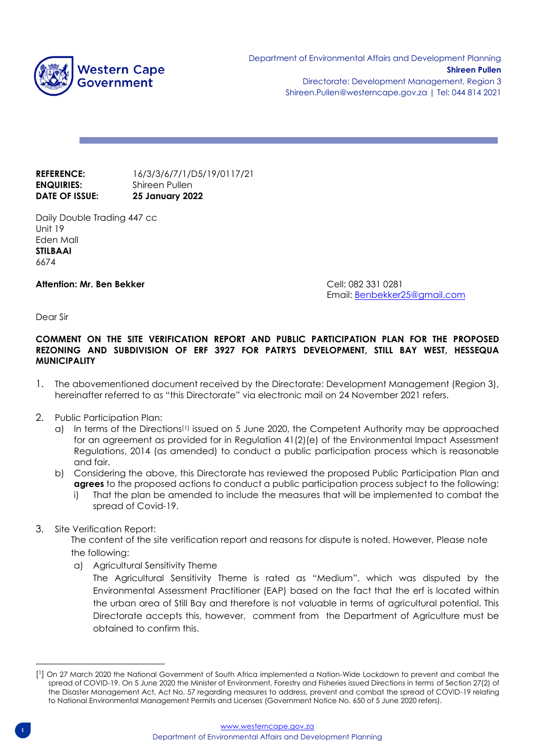Western Cape Government

Department of Environmental Affairs and Development Planning
**Shireen Pullen**
Directorate: Development Management, Region 3
Shireen.Pullen@westerncape.gov.za | Tel: 044 814 2021

**REFERENCE:** 16/3/3/6/7/1/D5/19/0117/21
**ENQUIRIES:** Shireen Pullen
**DATE OF ISSUE:** **25 January 2022**

Daily Double Trading 447 cc
Unit 19
Eden Mall
**STILBAAI**
6674

**Attention: Mr. Ben Bekker**

Cell: 082 331 0281
Email: Benbekker25@gmail.com

Dear Sir

**COMMENT ON THE SITE VERIFICATION REPORT AND PUBLIC PARTICIPATION PLAN FOR THE PROPOSED REZONING AND SUBDIVISION OF ERF 3927 FOR PATRYS DEVELOPMENT, STILL BAY WEST, HESSEQUA MUNICIPALITY**

1. The abovementioned document received by the Directorate: Development Management (Region 3), hereinafter referred to as "this Directorate" via electronic mail on 24 November 2021 refers.

2. Public Participation Plan:
   a) In terms of the Directions[1] issued on 5 June 2020, the Competent Authority may be approached for an agreement as provided for in Regulation 41(2)(e) of the Environmental Impact Assessment Regulations, 2014 (as amended) to conduct a public participation process which is reasonable and fair.
   b) Considering the above, this Directorate has reviewed the proposed Public Participation Plan and **agrees** to the proposed actions to conduct a public participation process subject to the following:
      i) That the plan be amended to include the measures that will be implemented to combat the spread of Covid-19.

3. Site Verification Report:
   The content of the site verification report and reasons for dispute is noted. However, Please note the following:
   a) Agricultural Sensitivity Theme
      The Agricultural Sensitivity Theme is rated as "Medium", which was disputed by the Environmental Assessment Practitioner (EAP) based on the fact that the erf is located within the urban area of Still Bay and therefore is not valuable in terms of agricultural potential. This Directorate accepts this, however, comment from the Department of Agriculture must be obtained to confirm this.

[1] On 27 March 2020 the National Government of South Africa implemented a Nation-Wide Lockdown to prevent and combat the spread of COVID-19. On 5 June 2020 the Minister of Environment, Forestry and Fisheries issued Directions in terms of Section 27(2) of the Disaster Management Act, Act No. 57 regarding measures to address, prevent and combat the spread of COVID-19 relating to National Environmental Management Permits and Licenses (Government Notice No. 650 of 5 June 2020 refers).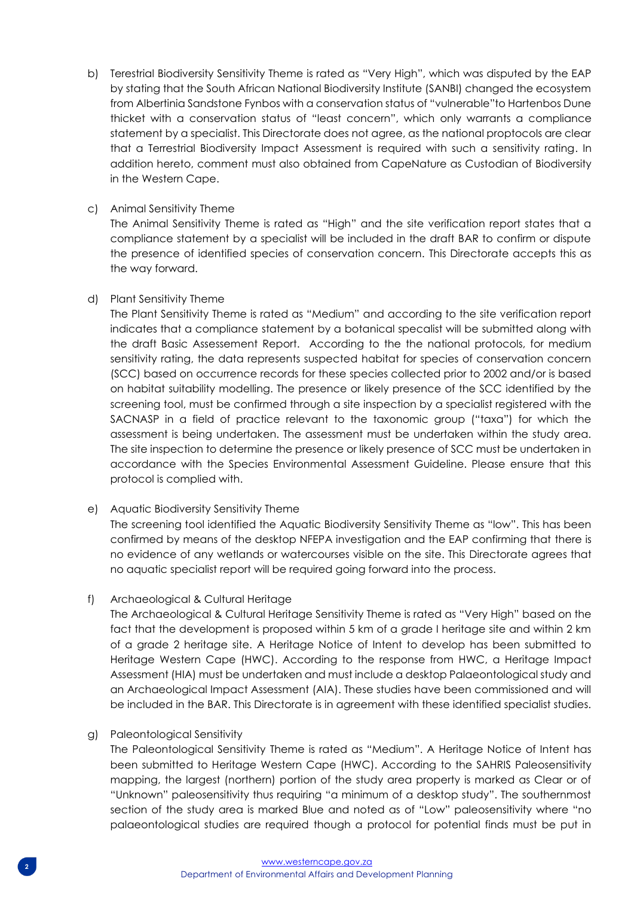b) Terestrial Biodiversity Sensitivity Theme is rated as "Very High", which was disputed by the EAP by stating that the South African National Biodiversity Institute (SANBI) changed the ecosystem from Albertinia Sandstone Fynbos with a conservation status of "vulnerable"to Hartenbos Dune thicket with a conservation status of "least concern", which only warrants a compliance statement by a specialist. This Directorate does not agree, as the national proptocols are clear that a Terrestrial Biodiversity Impact Assessment is required with such a sensitivity rating. In addition hereto, comment must also obtained from CapeNature as Custodian of Biodiversity in the Western Cape.

c) Animal Sensitivity Theme

   The Animal Sensitivity Theme is rated as "High" and the site verification report states that a compliance statement by a specialist will be included in the draft BAR to confirm or dispute the presence of identified species of conservation concern. This Directorate accepts this as the way forward.

d) Plant Sensitivity Theme

   The Plant Sensitivity Theme is rated as "Medium" and according to the site verification report indicates that a compliance statement by a botanical specalist will be submitted along with the draft Basic Assessement Report. According to the the national protocols, for medium sensitivity rating, the data represents suspected habitat for species of conservation concern (SCC) based on occurrence records for these species collected prior to 2002 and/or is based on habitat suitability modelling. The presence or likely presence of the SCC identified by the screening tool, must be confirmed through a site inspection by a specialist registered with the SACNASP in a field of practice relevant to the taxonomic group ("taxa") for which the assessment is being undertaken. The assessment must be undertaken within the study area. The site inspection to determine the presence or likely presence of SCC must be undertaken in accordance with the Species Environmental Assessment Guideline. Please ensure that this protocol is complied with.

e) Aquatic Biodiversity Sensitivity Theme

   The screening tool identified the Aquatic Biodiversity Sensitivity Theme as "low". This has been confirmed by means of the desktop NFEPA investigation and the EAP confirming that there is no evidence of any wetlands or watercourses visible on the site. This Directorate agrees that no aquatic specialist report will be required going forward into the process.

f) Archaeological & Cultural Heritage

   The Archaeological & Cultural Heritage Sensitivity Theme is rated as "Very High" based on the fact that the development is proposed within 5 km of a grade I heritage site and within 2 km of a grade 2 heritage site. A Heritage Notice of Intent to develop has been submitted to Heritage Western Cape (HWC). According to the response from HWC, a Heritage Impact Assessment (HIA) must be undertaken and must include a desktop Palaeontological study and an Archaeological Impact Assessment (AIA). These studies have been commissioned and will be included in the BAR. This Directorate is in agreement with these identified specialist studies.

g) Paleontological Sensitivity

   The Paleontological Sensitivity Theme is rated as "Medium". A Heritage Notice of Intent has been submitted to Heritage Western Cape (HWC). According to the SAHRIS Paleosensitivity mapping, the largest (northern) portion of the study area property is marked as Clear or of "Unknown" paleosensitivity thus requiring "a minimum of a desktop study". The southernmost section of the study area is marked Blue and noted as of "Low" paleosensitivity where "no palaeontological studies are required though a protocol for potential finds must be put in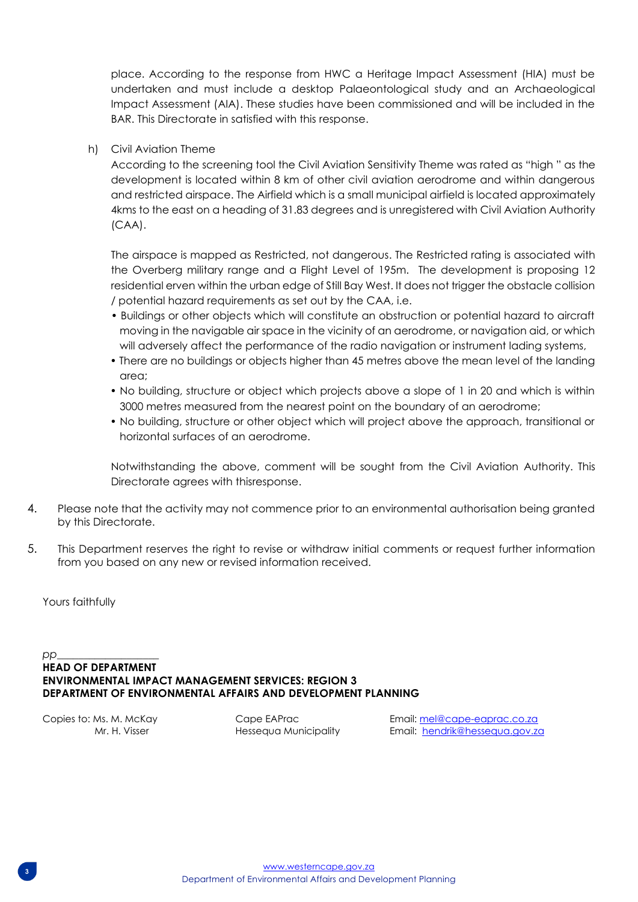place. According to the response from HWC a Heritage Impact Assessment (HIA) must be undertaken and must include a desktop Palaeontological study and an Archaeological Impact Assessment (AIA). These studies have been commissioned and will be included in the BAR. This Directorate in satisfied with this response.

h) Civil Aviation Theme

According to the screening tool the Civil Aviation Sensitivity Theme was rated as "high " as the development is located within 8 km of other civil aviation aerodrome and within dangerous and restricted airspace. The Airfield which is a small municipal airfield is located approximately 4kms to the east on a heading of 31.83 degrees and is unregistered with Civil Aviation Authority (CAA).

The airspace is mapped as Restricted, not dangerous. The Restricted rating is associated with the Overberg military range and a Flight Level of 195m. The development is proposing 12 residential erven within the urban edge of Still Bay West. It does not trigger the obstacle collision / potential hazard requirements as set out by the CAA, i.e.

- Buildings or other objects which will constitute an obstruction or potential hazard to aircraft moving in the navigable air space in the vicinity of an aerodrome, or navigation aid, or which will adversely affect the performance of the radio navigation or instrument lading systems,
- There are no buildings or objects higher than 45 metres above the mean level of the landing area;
- No building, structure or object which projects above a slope of 1 in 20 and which is within 3000 metres measured from the nearest point on the boundary of an aerodrome;
- No building, structure or other object which will project above the approach, transitional or horizontal surfaces of an aerodrome.

Notwithstanding the above, comment will be sought from the Civil Aviation Authority. This Directorate agrees with thisresponse.

4. Please note that the activity may not commence prior to an environmental authorisation being granted by this Directorate.

5. This Department reserves the right to revise or withdraw initial comments or request further information from you based on any new or revised information received.

Yours faithfully

*pp*\_\_\_\_\_\_\_\_\_\_\_\_\_\_\_\_\_\_
**HEAD OF DEPARTMENT**
**ENVIRONMENTAL IMPACT MANAGEMENT SERVICES: REGION 3**
**DEPARTMENT OF ENVIRONMENTAL AFFAIRS AND DEVELOPMENT PLANNING**

| Copies to: Ms. M. McKay | Cape EAPrac | Email: mel@cape-eaprac.co.za |
|---|---|---|
| Mr. H. Visser | Hessequa Municipality | Email: hendrik@hessequa.gov.za |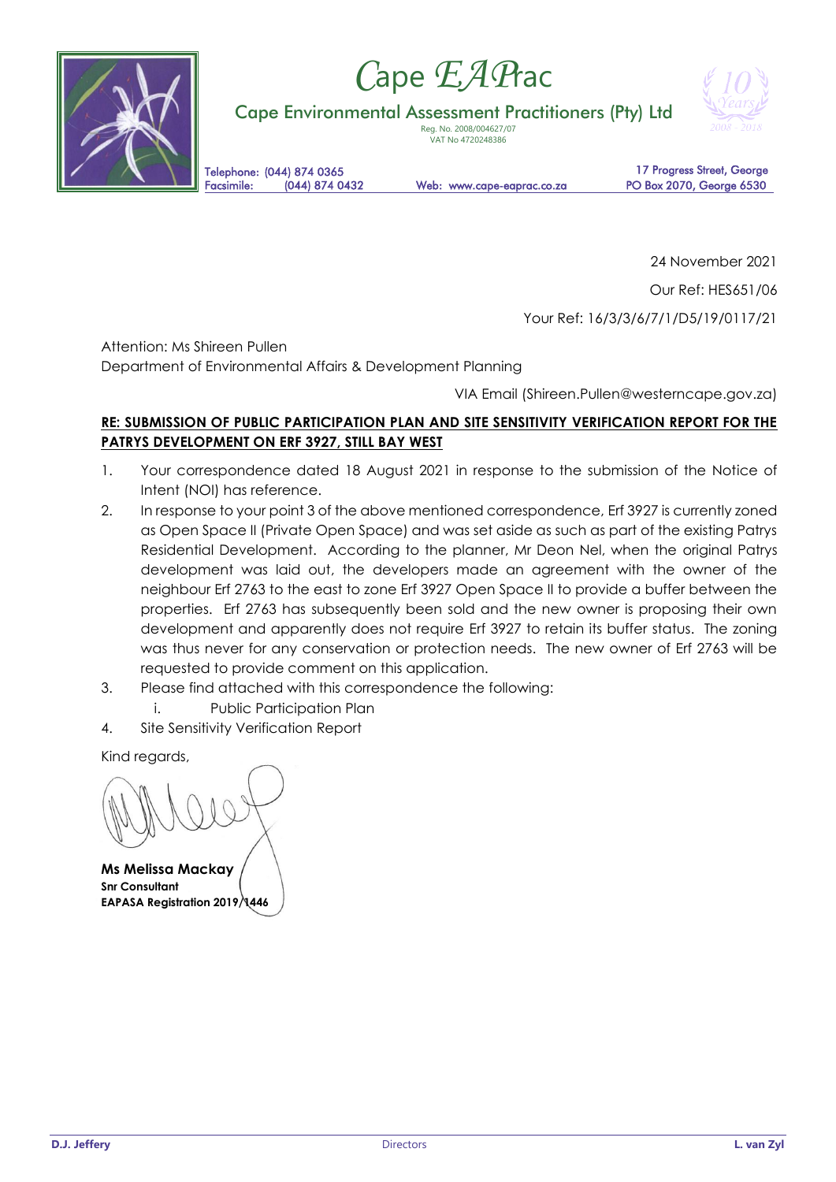# *Cape EAPrac*

## Cape Environmental Assessment Practitioners (Pty) Ltd

Reg. No. 2008/004627/07
VAT No 4720248386

Telephone: (044) 874 0365
Facsimile: (044) 874 0432

Web: www.cape-eaprac.co.za

17 Progress Street, George
PO Box 2070, George 6530

24 November 2021

Our Ref: HES651/06

Your Ref: 16/3/3/6/7/1/D5/19/0117/21

Attention: Ms Shireen Pullen
Department of Environmental Affairs & Development Planning

VIA Email (Shireen.Pullen@westerncape.gov.za)

**RE: SUBMISSION OF PUBLIC PARTICIPATION PLAN AND SITE SENSITIVITY VERIFICATION REPORT FOR THE PATRYS DEVELOPMENT ON ERF 3927, STILL BAY WEST**

1. Your correspondence dated 18 August 2021 in response to the submission of the Notice of Intent (NOI) has reference.
2. In response to your point 3 of the above mentioned correspondence, Erf 3927 is currently zoned as Open Space II (Private Open Space) and was set aside as such as part of the existing Patrys Residential Development. According to the planner, Mr Deon Nel, when the original Patrys development was laid out, the developers made an agreement with the owner of the neighbour Erf 2763 to the east to zone Erf 3927 Open Space II to provide a buffer between the properties. Erf 2763 has subsequently been sold and the new owner is proposing their own development and apparently does not require Erf 3927 to retain its buffer status. The zoning was thus never for any conservation or protection needs. The new owner of Erf 2763 will be requested to provide comment on this application.
3. Please find attached with this correspondence the following:
    i. Public Participation Plan
4. Site Sensitivity Verification Report

Kind regards,

**Ms Melissa Mackay**
**Snr Consultant**
**EAPASA Registration 2019/1446**

**D.J. Jeffery** Directors **L. van Zyl**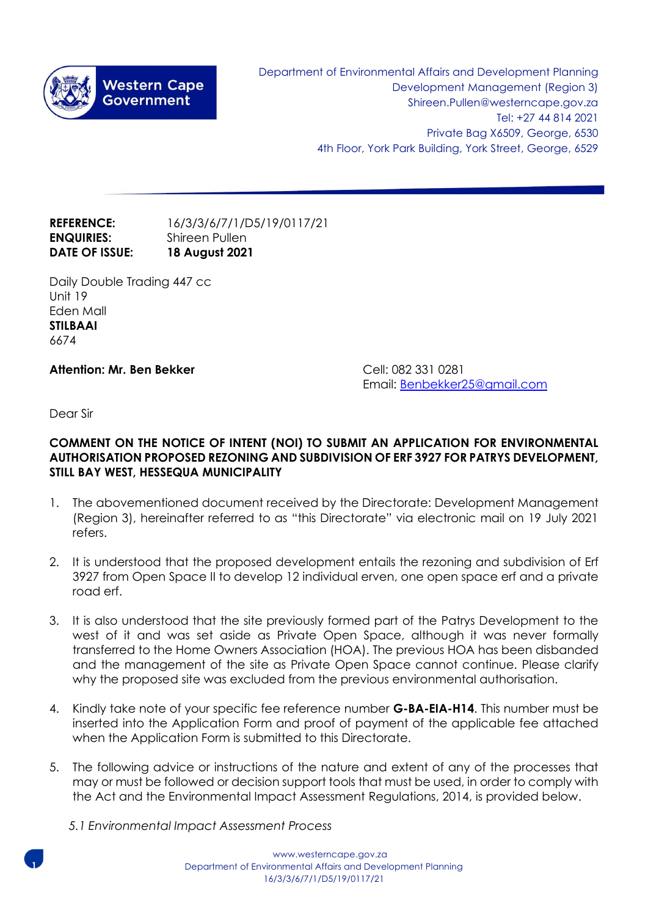Western Cape Government

Department of Environmental Affairs and Development Planning
Development Management (Region 3)
Shireen.Pullen@westerncape.gov.za
Tel: +27 44 814 2021
Private Bag X6509, George, 6530
4th Floor, York Park Building, York Street, George, 6529

**REFERENCE:** 16/3/3/6/7/1/D5/19/0117/21
**ENQUIRIES:** Shireen Pullen
**DATE OF ISSUE:** **18 August 2021**

Daily Double Trading 447 cc
Unit 19
Eden Mall
**STILBAAI**
6674

**Attention: Mr. Ben Bekker**

Cell: 082 331 0281
Email: Benbekker25@gmail.com

Dear Sir

**COMMENT ON THE NOTICE OF INTENT (NOI) TO SUBMIT AN APPLICATION FOR ENVIRONMENTAL AUTHORISATION PROPOSED REZONING AND SUBDIVISION OF ERF 3927 FOR PATRYS DEVELOPMENT, STILL BAY WEST, HESSEQUA MUNICIPALITY**

1. The abovementioned document received by the Directorate: Development Management (Region 3), hereinafter referred to as "this Directorate" via electronic mail on 19 July 2021 refers.

2. It is understood that the proposed development entails the rezoning and subdivision of Erf 3927 from Open Space II to develop 12 individual erven, one open space erf and a private road erf.

3. It is also understood that the site previously formed part of the Patrys Development to the west of it and was set aside as Private Open Space, although it was never formally transferred to the Home Owners Association (HOA). The previous HOA has been disbanded and the management of the site as Private Open Space cannot continue. Please clarify why the proposed site was excluded from the previous environmental authorisation.

4. Kindly take note of your specific fee reference number **G-BA-EIA-H14**. This number must be inserted into the Application Form and proof of payment of the applicable fee attached when the Application Form is submitted to this Directorate.

5. The following advice or instructions of the nature and extent of any of the processes that may or must be followed or decision support tools that must be used, in order to comply with the Act and the Environmental Impact Assessment Regulations, 2014, is provided below.

   *5.1 Environmental Impact Assessment Process*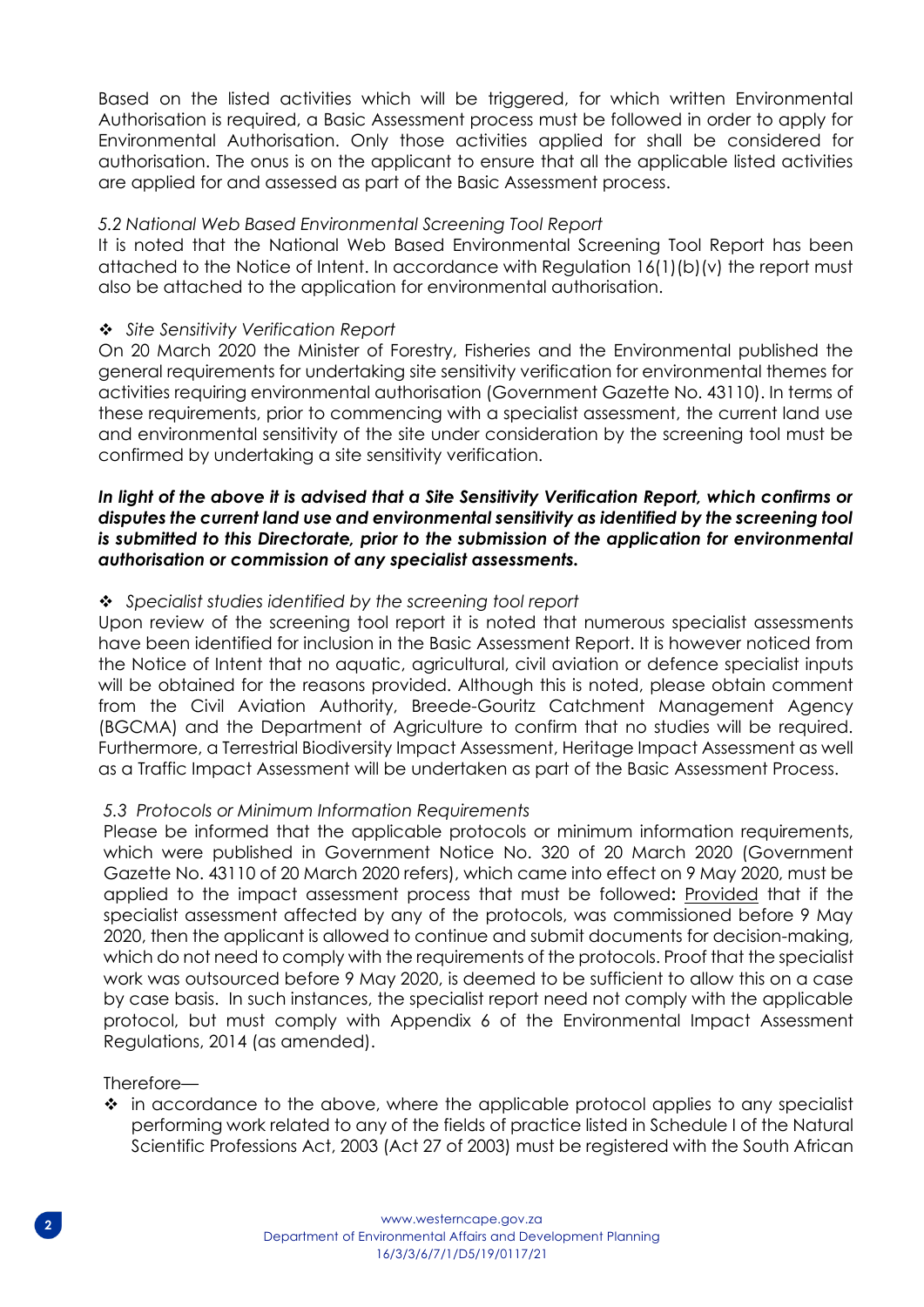Based on the listed activities which will be triggered, for which written Environmental Authorisation is required, a Basic Assessment process must be followed in order to apply for Environmental Authorisation. Only those activities applied for shall be considered for authorisation. The onus is on the applicant to ensure that all the applicable listed activities are applied for and assessed as part of the Basic Assessment process.

*5.2 National Web Based Environmental Screening Tool Report*

It is noted that the National Web Based Environmental Screening Tool Report has been attached to the Notice of Intent. In accordance with Regulation 16(1)(b)(v) the report must also be attached to the application for environmental authorisation.

❖ *Site Sensitivity Verification Report*

On 20 March 2020 the Minister of Forestry, Fisheries and the Environmental published the general requirements for undertaking site sensitivity verification for environmental themes for activities requiring environmental authorisation (Government Gazette No. 43110). In terms of these requirements, prior to commencing with a specialist assessment, the current land use and environmental sensitivity of the site under consideration by the screening tool must be confirmed by undertaking a site sensitivity verification.

***In light of the above it is advised that a Site Sensitivity Verification Report, which confirms or disputes the current land use and environmental sensitivity as identified by the screening tool is submitted to this Directorate, prior to the submission of the application for environmental authorisation or commission of any specialist assessments.***

❖ *Specialist studies identified by the screening tool report*

Upon review of the screening tool report it is noted that numerous specialist assessments have been identified for inclusion in the Basic Assessment Report. It is however noticed from the Notice of Intent that no aquatic, agricultural, civil aviation or defence specialist inputs will be obtained for the reasons provided. Although this is noted, please obtain comment from the Civil Aviation Authority, Breede-Gouritz Catchment Management Agency (BGCMA) and the Department of Agriculture to confirm that no studies will be required. Furthermore, a Terrestrial Biodiversity Impact Assessment, Heritage Impact Assessment as well as a Traffic Impact Assessment will be undertaken as part of the Basic Assessment Process.

*5.3 Protocols or Minimum Information Requirements*

Please be informed that the applicable protocols or minimum information requirements, which were published in Government Notice No. 320 of 20 March 2020 (Government Gazette No. 43110 of 20 March 2020 refers), which came into effect on 9 May 2020, must be applied to the impact assessment process that must be followed**:** Provided that if the specialist assessment affected by any of the protocols, was commissioned before 9 May 2020, then the applicant is allowed to continue and submit documents for decision-making, which do not need to comply with the requirements of the protocols. Proof that the specialist work was outsourced before 9 May 2020, is deemed to be sufficient to allow this on a case by case basis. In such instances, the specialist report need not comply with the applicable protocol, but must comply with Appendix 6 of the Environmental Impact Assessment Regulations, 2014 (as amended).

Therefore—

❖ in accordance to the above, where the applicable protocol applies to any specialist performing work related to any of the fields of practice listed in Schedule I of the Natural Scientific Professions Act, 2003 (Act 27 of 2003) must be registered with the South African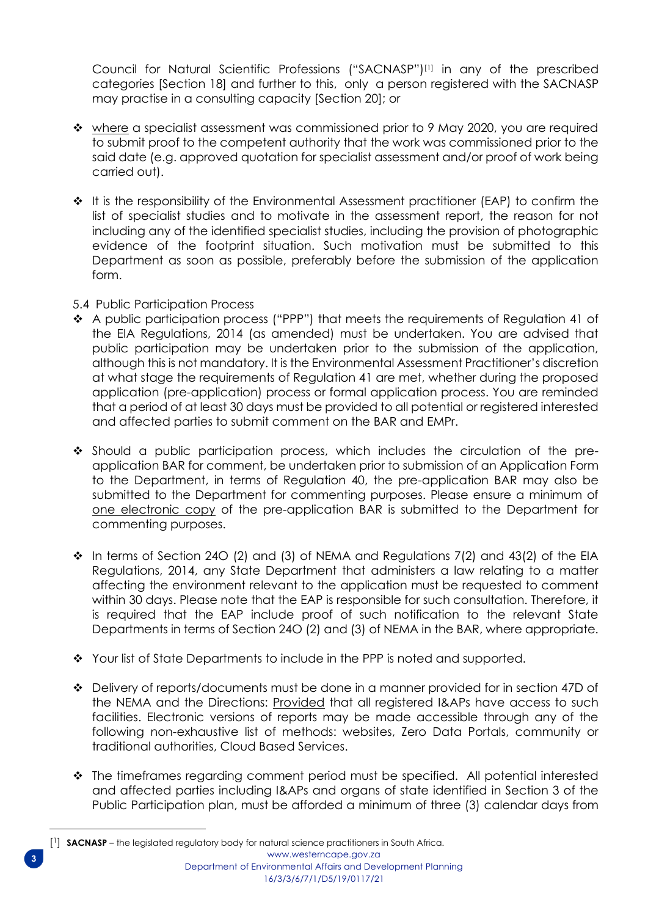Council for Natural Scientific Professions ("SACNASP")[1] in any of the prescribed categories [Section 18] and further to this, only a person registered with the SACNASP may practise in a consulting capacity [Section 20]; or

- where a specialist assessment was commissioned prior to 9 May 2020, you are required to submit proof to the competent authority that the work was commissioned prior to the said date (e.g. approved quotation for specialist assessment and/or proof of work being carried out).

- It is the responsibility of the Environmental Assessment practitioner (EAP) to confirm the list of specialist studies and to motivate in the assessment report, the reason for not including any of the identified specialist studies, including the provision of photographic evidence of the footprint situation. Such motivation must be submitted to this Department as soon as possible, preferably before the submission of the application form.

5.4 Public Participation Process

- A public participation process ("PPP") that meets the requirements of Regulation 41 of the EIA Regulations, 2014 (as amended) must be undertaken. You are advised that public participation may be undertaken prior to the submission of the application, although this is not mandatory. It is the Environmental Assessment Practitioner's discretion at what stage the requirements of Regulation 41 are met, whether during the proposed application (pre-application) process or formal application process. You are reminded that a period of at least 30 days must be provided to all potential or registered interested and affected parties to submit comment on the BAR and EMPr.

- Should a public participation process, which includes the circulation of the pre-application BAR for comment, be undertaken prior to submission of an Application Form to the Department, in terms of Regulation 40, the pre-application BAR may also be submitted to the Department for commenting purposes. Please ensure a minimum of one electronic copy of the pre-application BAR is submitted to the Department for commenting purposes.

- In terms of Section 24O (2) and (3) of NEMA and Regulations 7(2) and 43(2) of the EIA Regulations, 2014, any State Department that administers a law relating to a matter affecting the environment relevant to the application must be requested to comment within 30 days. Please note that the EAP is responsible for such consultation. Therefore, it is required that the EAP include proof of such notification to the relevant State Departments in terms of Section 24O (2) and (3) of NEMA in the BAR, where appropriate.

- Your list of State Departments to include in the PPP is noted and supported.

- Delivery of reports/documents must be done in a manner provided for in section 47D of the NEMA and the Directions: Provided that all registered I&APs have access to such facilities. Electronic versions of reports may be made accessible through any of the following non-exhaustive list of methods: websites, Zero Data Portals, community or traditional authorities, Cloud Based Services.

- The timeframes regarding comment period must be specified. All potential interested and affected parties including I&APs and organs of state identified in Section 3 of the Public Participation plan, must be afforded a minimum of three (3) calendar days from

[1] **SACNASP** – the legislated regulatory body for natural science practitioners in South Africa.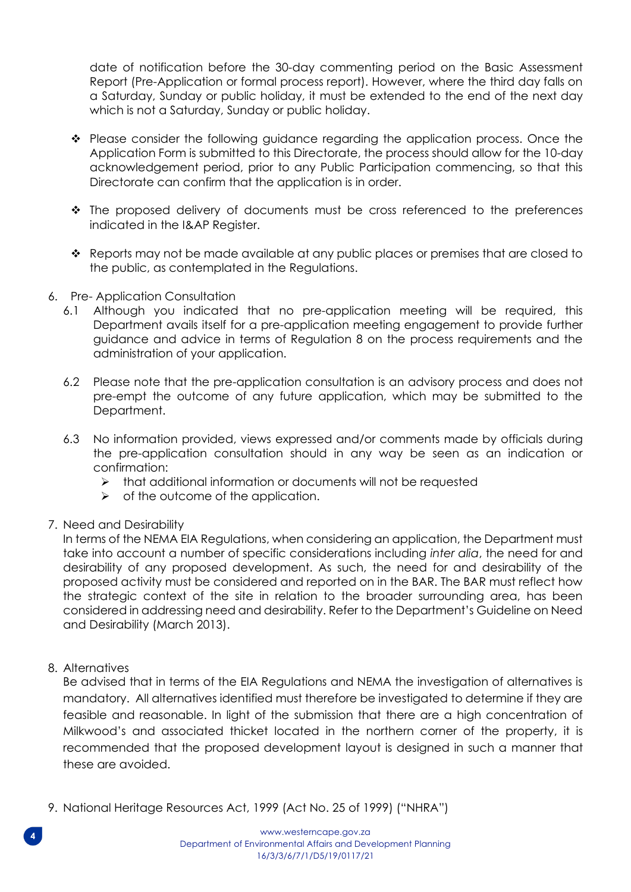date of notification before the 30-day commenting period on the Basic Assessment Report (Pre-Application or formal process report). However, where the third day falls on a Saturday, Sunday or public holiday, it must be extended to the end of the next day which is not a Saturday, Sunday or public holiday.

- Please consider the following guidance regarding the application process. Once the Application Form is submitted to this Directorate, the process should allow for the 10-day acknowledgement period, prior to any Public Participation commencing, so that this Directorate can confirm that the application is in order.

- The proposed delivery of documents must be cross referenced to the preferences indicated in the I&AP Register.

- Reports may not be made available at any public places or premises that are closed to the public, as contemplated in the Regulations.

6. Pre- Application Consultation

   6.1 Although you indicated that no pre-application meeting will be required, this Department avails itself for a pre-application meeting engagement to provide further guidance and advice in terms of Regulation 8 on the process requirements and the administration of your application.

   6.2 Please note that the pre-application consultation is an advisory process and does not pre-empt the outcome of any future application, which may be submitted to the Department.

   6.3 No information provided, views expressed and/or comments made by officials during the pre-application consultation should in any way be seen as an indication or confirmation:
      - that additional information or documents will not be requested
      - of the outcome of the application.

7. Need and Desirability

   In terms of the NEMA EIA Regulations, when considering an application, the Department must take into account a number of specific considerations including *inter alia*, the need for and desirability of any proposed development. As such, the need for and desirability of the proposed activity must be considered and reported on in the BAR. The BAR must reflect how the strategic context of the site in relation to the broader surrounding area, has been considered in addressing need and desirability. Refer to the Department's Guideline on Need and Desirability (March 2013).

8. Alternatives

   Be advised that in terms of the EIA Regulations and NEMA the investigation of alternatives is mandatory. All alternatives identified must therefore be investigated to determine if they are feasible and reasonable. In light of the submission that there are a high concentration of Milkwood's and associated thicket located in the northern corner of the property, it is recommended that the proposed development layout is designed in such a manner that these are avoided.

9. National Heritage Resources Act, 1999 (Act No. 25 of 1999) ("NHRA")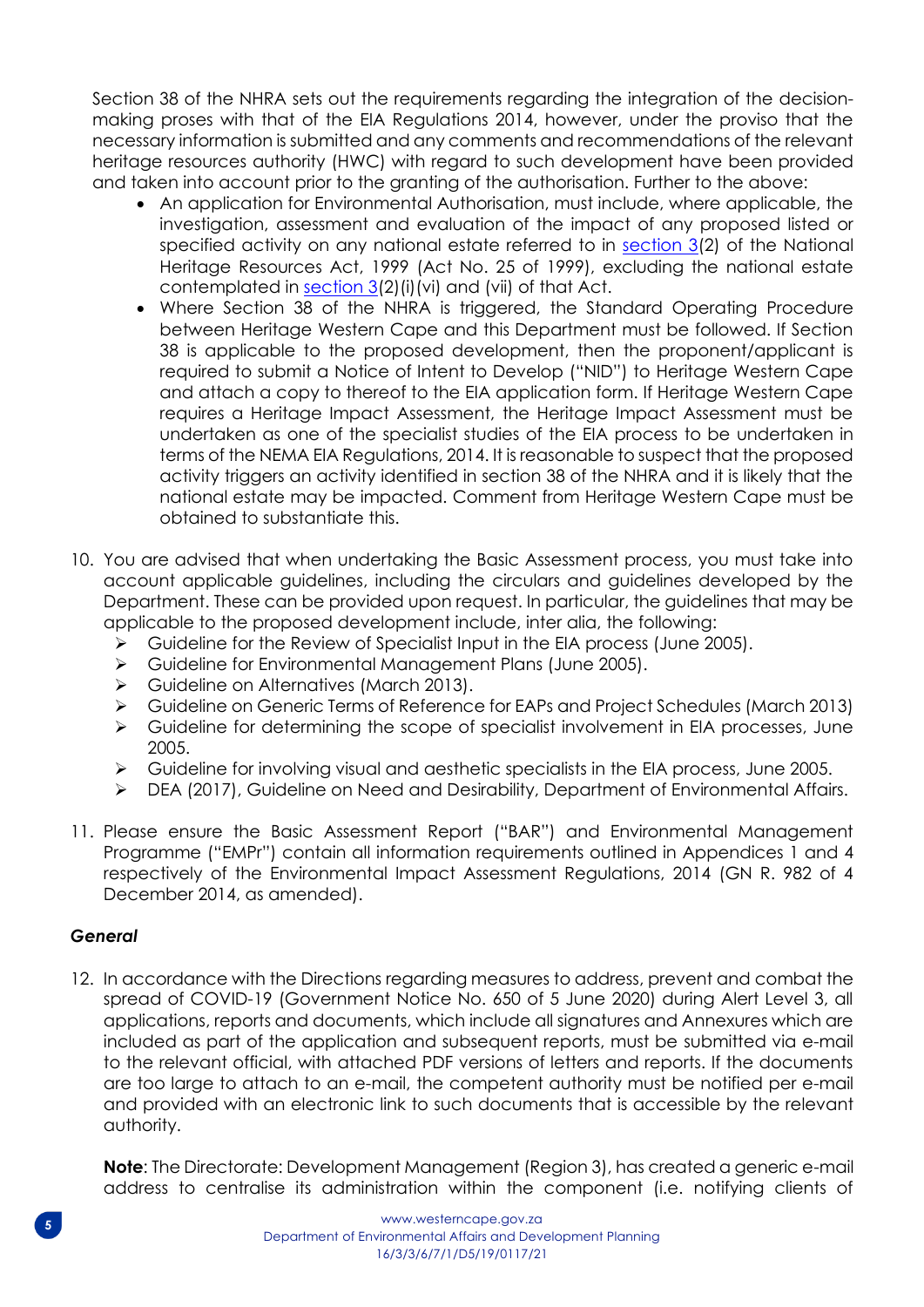Section 38 of the NHRA sets out the requirements regarding the integration of the decision-making proses with that of the EIA Regulations 2014, however, under the proviso that the necessary information is submitted and any comments and recommendations of the relevant heritage resources authority (HWC) with regard to such development have been provided and taken into account prior to the granting of the authorisation. Further to the above:

- An application for Environmental Authorisation, must include, where applicable, the investigation, assessment and evaluation of the impact of any proposed listed or specified activity on any national estate referred to in section 3(2) of the National Heritage Resources Act, 1999 (Act No. 25 of 1999), excluding the national estate contemplated in section 3(2)(i)(vi) and (vii) of that Act.
- Where Section 38 of the NHRA is triggered, the Standard Operating Procedure between Heritage Western Cape and this Department must be followed. If Section 38 is applicable to the proposed development, then the proponent/applicant is required to submit a Notice of Intent to Develop ("NID") to Heritage Western Cape and attach a copy to thereof to the EIA application form. If Heritage Western Cape requires a Heritage Impact Assessment, the Heritage Impact Assessment must be undertaken as one of the specialist studies of the EIA process to be undertaken in terms of the NEMA EIA Regulations, 2014. It is reasonable to suspect that the proposed activity triggers an activity identified in section 38 of the NHRA and it is likely that the national estate may be impacted. Comment from Heritage Western Cape must be obtained to substantiate this.

10. You are advised that when undertaking the Basic Assessment process, you must take into account applicable guidelines, including the circulars and guidelines developed by the Department. These can be provided upon request. In particular, the guidelines that may be applicable to the proposed development include, inter alia, the following:
    - Guideline for the Review of Specialist Input in the EIA process (June 2005).
    - Guideline for Environmental Management Plans (June 2005).
    - Guideline on Alternatives (March 2013).
    - Guideline on Generic Terms of Reference for EAPs and Project Schedules (March 2013)
    - Guideline for determining the scope of specialist involvement in EIA processes, June 2005.
    - Guideline for involving visual and aesthetic specialists in the EIA process, June 2005.
    - DEA (2017), Guideline on Need and Desirability, Department of Environmental Affairs.

11. Please ensure the Basic Assessment Report ("BAR") and Environmental Management Programme ("EMPr") contain all information requirements outlined in Appendices 1 and 4 respectively of the Environmental Impact Assessment Regulations, 2014 (GN R. 982 of 4 December 2014, as amended).

***General***

12. In accordance with the Directions regarding measures to address, prevent and combat the spread of COVID-19 (Government Notice No. 650 of 5 June 2020) during Alert Level 3, all applications, reports and documents, which include all signatures and Annexures which are included as part of the application and subsequent reports, must be submitted via e-mail to the relevant official, with attached PDF versions of letters and reports. If the documents are too large to attach to an e-mail, the competent authority must be notified per e-mail and provided with an electronic link to such documents that is accessible by the relevant authority.

    **Note**: The Directorate: Development Management (Region 3), has created a generic e-mail address to centralise its administration within the component (i.e. notifying clients of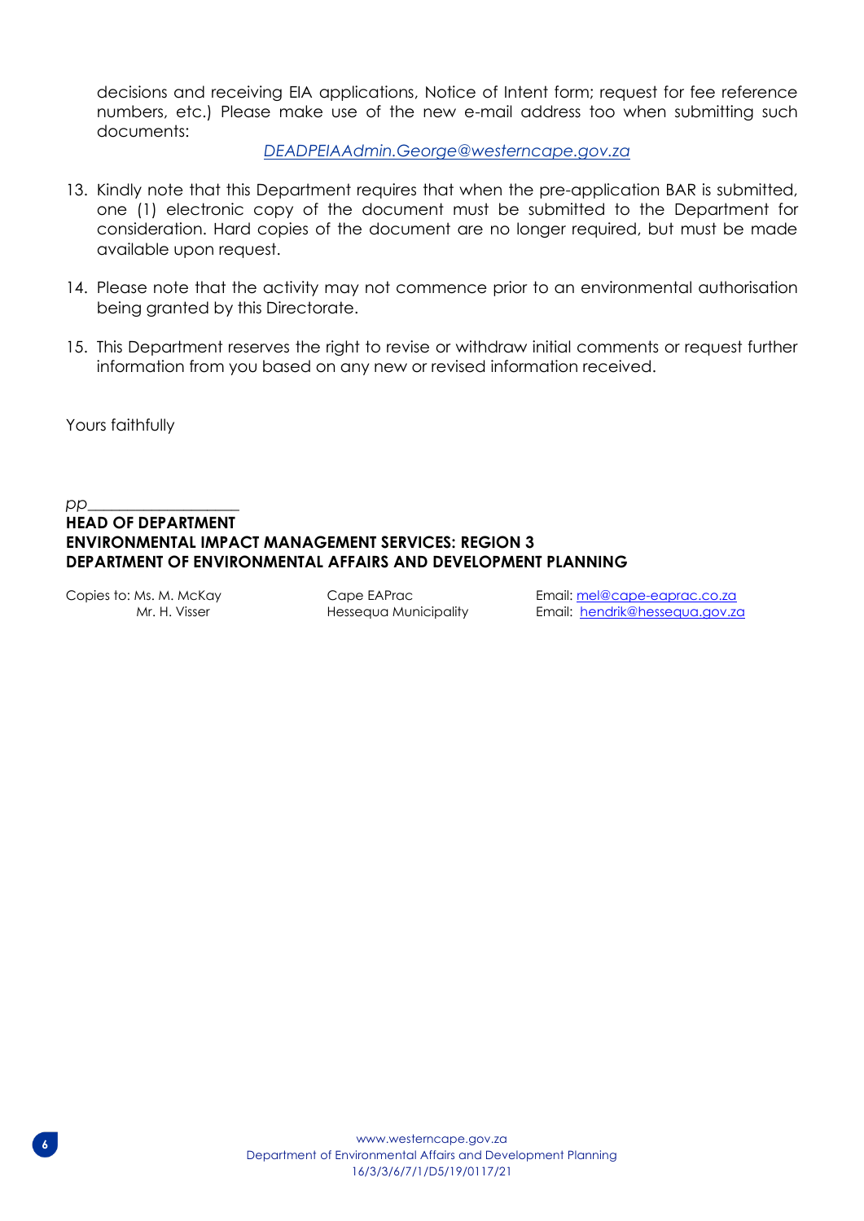decisions and receiving EIA applications, Notice of Intent form; request for fee reference numbers, etc.) Please make use of the new e-mail address too when submitting such documents:

*DEADPEIAAdmin.George@westerncape.gov.za*

13. Kindly note that this Department requires that when the pre-application BAR is submitted, one (1) electronic copy of the document must be submitted to the Department for consideration. Hard copies of the document are no longer required, but must be made available upon request.

14. Please note that the activity may not commence prior to an environmental authorisation being granted by this Directorate.

15. This Department reserves the right to revise or withdraw initial comments or request further information from you based on any new or revised information received.

Yours faithfully

*pp*___________________

**HEAD OF DEPARTMENT**
**ENVIRONMENTAL IMPACT MANAGEMENT SERVICES: REGION 3**
**DEPARTMENT OF ENVIRONMENTAL AFFAIRS AND DEVELOPMENT PLANNING**

| Copies to: | | |
| --- | --- | --- |
| Ms. M. McKay | Cape EAPrac | Email: mel@cape-eaprac.co.za |
| Mr. H. Visser | Hessequa Municipality | Email: hendrik@hessequa.gov.za |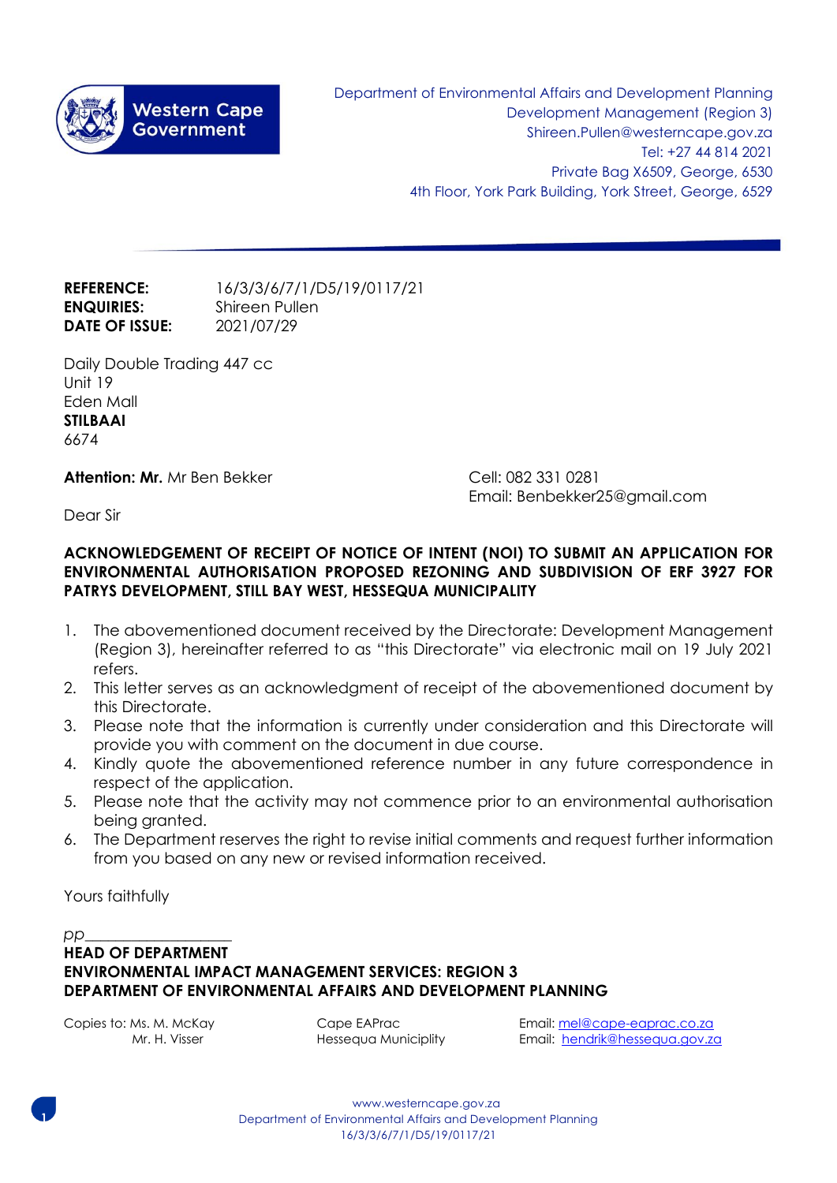Western Cape Government

Department of Environmental Affairs and Development Planning
Development Management (Region 3)
Shireen.Pullen@westerncape.gov.za
Tel: +27 44 814 2021
Private Bag X6509, George, 6530
4th Floor, York Park Building, York Street, George, 6529

**REFERENCE:** 16/3/3/6/7/1/D5/19/0117/21
**ENQUIRIES:** Shireen Pullen
**DATE OF ISSUE:** 2021/07/29

Daily Double Trading 447 cc
Unit 19
Eden Mall
**STILBAAI**
6674

**Attention: Mr.** Mr Ben Bekker

Cell: 082 331 0281
Email: Benbekker25@gmail.com

Dear Sir

**ACKNOWLEDGEMENT OF RECEIPT OF NOTICE OF INTENT (NOI) TO SUBMIT AN APPLICATION FOR ENVIRONMENTAL AUTHORISATION PROPOSED REZONING AND SUBDIVISION OF ERF 3927 FOR PATRYS DEVELOPMENT, STILL BAY WEST, HESSEQUA MUNICIPALITY**

1. The abovementioned document received by the Directorate: Development Management (Region 3), hereinafter referred to as "this Directorate" via electronic mail on 19 July 2021 refers.
2. This letter serves as an acknowledgment of receipt of the abovementioned document by this Directorate.
3. Please note that the information is currently under consideration and this Directorate will provide you with comment on the document in due course.
4. Kindly quote the abovementioned reference number in any future correspondence in respect of the application.
5. Please note that the activity may not commence prior to an environmental authorisation being granted.
6. The Department reserves the right to revise initial comments and request further information from you based on any new or revised information received.

Yours faithfully

*pp*\_\_\_\_\_\_\_\_\_\_\_\_\_\_\_\_\_\_
**HEAD OF DEPARTMENT**
**ENVIRONMENTAL IMPACT MANAGEMENT SERVICES: REGION 3**
**DEPARTMENT OF ENVIRONMENTAL AFFAIRS AND DEVELOPMENT PLANNING**

| | | |
|---|---|---|
| Copies to: Ms. M. McKay | Cape EAPrac | Email: mel@cape-eaprac.co.za |
| Mr. H. Visser | Hessequa Municiplity | Email: hendrik@hessequa.gov.za |